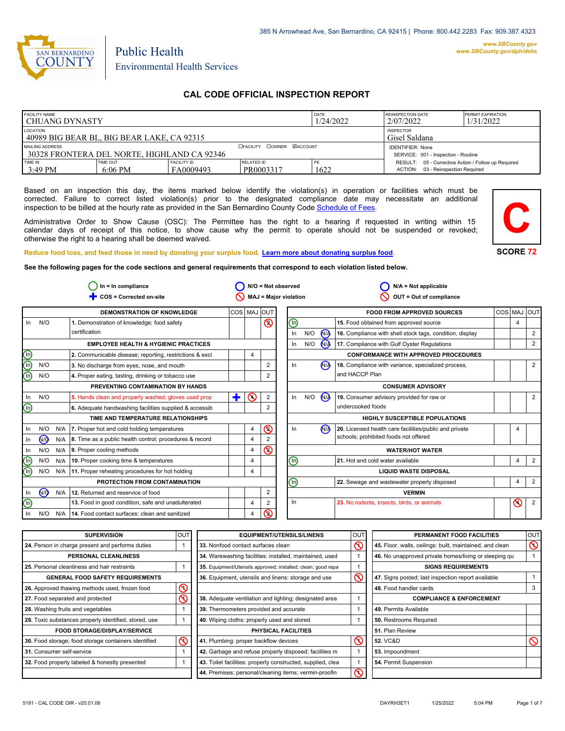385 N Arrowhead Ave, San Bernardino, CA 92415 | Phone: 800.442.2283 Fax: 909.387.4323

www.SBCounty.gov
www.SBCounty.gov/dph/dehs

SAN BERNARDINO COUNTY

Public Health
Environmental Health Services

# CAL CODE OFFICIAL INSPECTION REPORT

| FACILITY NAME | | | | DATE | REINSPECTION DATE | PERMIT EXPIRATION |
|---|---|---|---|---|---|---|
| CHUANG DYNASTY | | | | 1/24/2022 | 2/07/2022 | 1/31/2022 |
| LOCATION: 40989 BIG BEAR BL, BIG BEAR LAKE, CA 92315 | | | | | INSPECTOR: Gisel Saldana | |
| MAILING ADDRESS: 30328 FRONTERA DEL NORTE, HIGHLAND CA 92346 | | | ☐FACILITY ☐OWNER ☑ACCOUNT | | IDENTIFIER: None<br>SERVICE: 001 - Inspection - Routine | |
| TIME IN | TIME OUT | FACILITY ID | RELATED ID | PE | RESULT: 05 - Corrective Action / Follow up Required<br>ACTION: 03 - Reinspection Required | |
| 3:49 PM | 6:06 PM | FA0009493 | PR0003317 | 1622 | | |

Based on an inspection this day, the items marked below identify the violation(s) in operation or facilities which must be corrected. Failure to correct listed violation(s) prior to the designated compliance date may necessitate an additional inspection to be billed at the hourly rate as provided in the San Bernardino County Code Schedule of Fees.

Administrative Order to Show Cause (OSC): The Permittee has the right to a hearing if requested in writing within 15 calendar days of receipt of this notice, to show cause why the permit to operate should not be suspended or revoked; otherwise the right to a hearing shall be deemed waived.

**C**

**SCORE 72**

Reduce food loss, and feed those in need by donating your surplus food. Learn more about donating surplus food.

**See the following pages for the code sections and general requirements that correspond to each violation listed below.**

In = In compliance | N/O = Not observed | N/A = Not applicable | COS = Corrected on-site | MAJ = Major violation | OUT = Out of compliance

| Status | | | Item | COS | MAJ | OUT |
|---|---|---|---|---|---|---|
| **DEMONSTRATION OF KNOWLEDGE** | | | | | | |
| In | N/O | | 1. Demonstration of knowledge; food safety certification | | | ⊘ 2 |
| **EMPLOYEE HEALTH & HYGIENIC PRACTICES** | | | | | | |
| (In) | | | 2. Communicable disease; reporting, restrictions & excl | | 4 | |
| (In) | N/O | | 3. No discharge from eyes, nose, and mouth | | | 2 |
| (In) | N/O | | 4. Proper eating, tasting, drinking or tobacco use | | | 2 |
| **PREVENTING CONTAMINATION BY HANDS** | | | | | | |
| In | N/O | | 5. Hands clean and properly washed; gloves used prop | ✚ | ⊘ 4 | 2 |
| (In) | | | 6. Adequate handwashing facilities supplied & accessib | | | 2 |
| **TIME AND TEMPERATURE RELATIONSHIPS** | | | | | | |
| In | N/O | N/A | 7. Proper hot and cold holding temperatures | | 4 | ⊘ 2 |
| In | (N/O) | N/A | 8. Time as a public health control; procedures & record | | 4 | 2 |
| In | N/O | N/A | 9. Proper cooling methods | | 4 | ⊘ 2 |
| (In) | N/O | N/A | 10. Proper cooking time & temperatures | | 4 | |
| (In) | N/O | N/A | 11. Proper reheating procedures for hot holding | | 4 | |
| **PROTECTION FROM CONTAMINATION** | | | | | | |
| In | (N/O) | N/A | 12. Returned and reservice of food | | | 2 |
| (In) | | | 13. Food in good condition, safe and unadulterated | | 4 | 2 |
| In | N/O | N/A | 14. Food contact surfaces: clean and sanitized | | 4 | ⊘ 2 |

| Status | | | Item | COS | MAJ | OUT |
|---|---|---|---|---|---|---|
| **FOOD FROM APPROVED SOURCES** | | | | | | |
| (In) | | | 15. Food obtained from approved source | | 4 | |
| In | N/O | (N/A) | 16. Compliance with shell stock tags, condition, display | | | 2 |
| In | N/O | (N/A) | 17. Compliance with Gulf Oyster Regulations | | | 2 |
| **CONFORMANCE WITH APPROVED PROCEDURES** | | | | | | |
| In | | (N/A) | 18. Compliance with variance, specialized process, and HACCP Plan | | | 2 |
| **CONSUMER ADVISORY** | | | | | | |
| In | N/O | (N/A) | 19. Consumer advisory provided for raw or undercooked foods | | | 2 |
| **HIGHLY SUSCEPTIBLE POPULATIONS** | | | | | | |
| In | | (N/A) | 20. Licensed health care facilities/public and private schools; prohibited foods not offered | | 4 | |
| **WATER/HOT WATER** | | | | | | |
| (In) | | | 21. Hot and cold water available | | 4 | 2 |
| **LIQUID WASTE DISPOSAL** | | | | | | |
| (In) | | | 22. Sewage and wastewater properly disposed | | 4 | 2 |
| **VERMIN** | | | | | | |
| In | | | 23. No rodents, insects, birds, or animals | | ⊘ 4 | 2 |

| Item | OUT |
|---|---|
| **SUPERVISION** | |
| 24. Person in charge present and performs duties | 1 |
| **PERSONAL CLEANLINESS** | |
| 25. Personal cleanliness and hair restraints | 1 |
| **GENERAL FOOD SAFETY REQUIREMENTS** | |
| 26. Approved thawing methods used, frozen food | ⊘ 1 |
| 27. Food separated and protected | ⊘ 1 |
| 28. Washing fruits and vegetables | 1 |
| 29. Toxic substances properly identified, stored, use | 1 |
| **FOOD STORAGE/DISPLAY/SERVICE** | |
| 30. Food storage; food storage containers identified | ⊘ 1 |
| 31. Consumer self-service | 1 |
| 32. Food properly labeled & honestly presented | 1 |

| Item | OUT |
|---|---|
| **EQUIPMENT/UTENSILS/LINENS** | |
| 33. Nonfood contact surfaces clean | ⊘ 1 |
| 34. Warewashing facilities: installed, maintained, used | 1 |
| 35. Equipment/Utensils approved; installed; clean; good repa | 1 |
| 36. Equipment, utensils and linens: storage and use | ⊘ 1 |
| 38. Adequate ventilation and lighting; designated area | 1 |
| 39. Thermometers provided and accurate | 1 |
| 40. Wiping cloths: properly used and stored | 1 |
| **PHYSICAL FACILITIES** | |
| 41. Plumbing: proper backflow devices | ⊘ 1 |
| 42. Garbage and refuse properly disposed; facilities m | 1 |
| 43. Toilet facilities: properly constructed, supplied, clea | 1 |
| 44. Premises; personal/cleaning items; vermin-proofin | ⊘ 1 |

| Item | OUT |
|---|---|
| **PERMANENT FOOD FACILITIES** | |
| 45. Floor, walls, ceilings: built, maintained, and clean | ⊘ 1 |
| 46. No unapproved private homes/living or sleeping qu | 1 |
| **SIGNS REQUIREMENTS** | |
| 47. Signs posted; last inspection report available | 1 |
| 48. Food handler cards | 3 |
| **COMPLIANCE & ENFORCEMENT** | |
| 49. Permits Available | |
| 50. Restrooms Required | |
| 51. Plan Review | |
| 52. VC&D | ⊘ |
| 53. Impoundment | |
| 54. Permit Suspension | |

5191 - CAL CODE OIR - v20.01.06 | DAYRH3ET1 | 1/25/2022 | 5:04 PM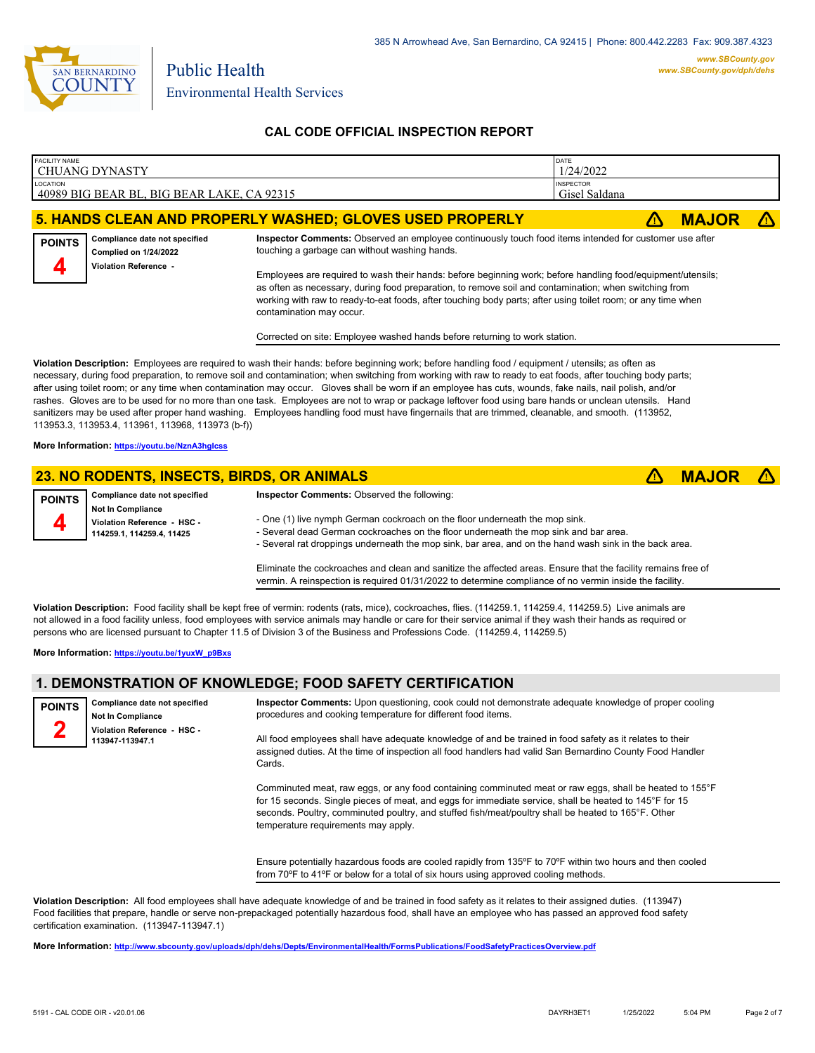San Bernardino County

Public Health
Environmental Health Services

385 N Arrowhead Ave, San Bernardino, CA 92415 | Phone: 800.442.2283 Fax: 909.387.4323

www.SBCounty.gov
www.SBCounty.gov/dph/dehs

# CAL CODE OFFICIAL INSPECTION REPORT

| FACILITY NAME | DATE |
|---|---|
| CHUANG DYNASTY | 1/24/2022 |
| **LOCATION** | **INSPECTOR** |
| 40989 BIG BEAR BL, BIG BEAR LAKE, CA 92315 | Gisel Saldana |

## 5. HANDS CLEAN AND PROPERLY WASHED; GLOVES USED PROPERLY — ⚠ MAJOR ⚠

**POINTS 4**

**Compliance date not specified**
**Complied on 1/24/2022**
**Violation Reference -**

**Inspector Comments:** Observed an employee continuously touch food items intended for customer use after touching a garbage can without washing hands.

Employees are required to wash their hands: before beginning work; before handling food/equipment/utensils; as often as necessary, during food preparation, to remove soil and contamination; when switching from working with raw to ready-to-eat foods, after touching body parts; after using toilet room; or any time when contamination may occur.

Corrected on site: Employee washed hands before returning to work station.

**Violation Description:** Employees are required to wash their hands: before beginning work; before handling food / equipment / utensils; as often as necessary, during food preparation, to remove soil and contamination; when switching from working with raw to ready to eat foods, after touching body parts; after using toilet room; or any time when contamination may occur. Gloves shall be worn if an employee has cuts, wounds, fake nails, nail polish, and/or rashes. Gloves are to be used for no more than one task. Employees are not to wrap or package leftover food using bare hands or unclean utensils. Hand sanitizers may be used after proper hand washing. Employees handling food must have fingernails that are trimmed, cleanable, and smooth. (113952, 113953.3, 113953.4, 113961, 113968, 113973 (b-f))

**More Information:** https://youtu.be/NznA3hglcss

## 23. NO RODENTS, INSECTS, BIRDS, OR ANIMALS — ⚠ MAJOR ⚠

**POINTS 4**

**Compliance date not specified**
**Not In Compliance**
**Violation Reference - HSC - 114259.1, 114259.4, 11425**

**Inspector Comments:** Observed the following:

- One (1) live nymph German cockroach on the floor underneath the mop sink.
- Several dead German cockroaches on the floor underneath the mop sink and bar area.
- Several rat droppings underneath the mop sink, bar area, and on the hand wash sink in the back area.

Eliminate the cockroaches and clean and sanitize the affected areas. Ensure that the facility remains free of vermin. A reinspection is required 01/31/2022 to determine compliance of no vermin inside the facility.

**Violation Description:** Food facility shall be kept free of vermin: rodents (rats, mice), cockroaches, flies. (114259.1, 114259.4, 114259.5) Live animals are not allowed in a food facility unless, food employees with service animals may handle or care for their service animal if they wash their hands as required or persons who are licensed pursuant to Chapter 11.5 of Division 3 of the Business and Professions Code. (114259.4, 114259.5)

**More Information:** https://youtu.be/1yuxW_p9Bxs

## 1. DEMONSTRATION OF KNOWLEDGE; FOOD SAFETY CERTIFICATION

**POINTS 2**

**Compliance date not specified**
**Not In Compliance**
**Violation Reference - HSC - 113947-113947.1**

**Inspector Comments:** Upon questioning, cook could not demonstrate adequate knowledge of proper cooling procedures and cooking temperature for different food items.

All food employees shall have adequate knowledge of and be trained in food safety as it relates to their assigned duties. At the time of inspection all food handlers had valid San Bernardino County Food Handler Cards.

Comminuted meat, raw eggs, or any food containing comminuted meat or raw eggs, shall be heated to 155°F for 15 seconds. Single pieces of meat, and eggs for immediate service, shall be heated to 145°F for 15 seconds. Poultry, comminuted poultry, and stuffed fish/meat/poultry shall be heated to 165°F. Other temperature requirements may apply.

Ensure potentially hazardous foods are cooled rapidly from 135ºF to 70ºF within two hours and then cooled from 70ºF to 41ºF or below for a total of six hours using approved cooling methods.

**Violation Description:** All food employees shall have adequate knowledge of and be trained in food safety as it relates to their assigned duties. (113947) Food facilities that prepare, handle or serve non-prepackaged potentially hazardous food, shall have an employee who has passed an approved food safety certification examination. (113947-113947.1)

**More Information:** http://www.sbcounty.gov/uploads/dph/dehs/Depts/EnvironmentalHealth/FormsPublications/FoodSafetyPracticesOverview.pdf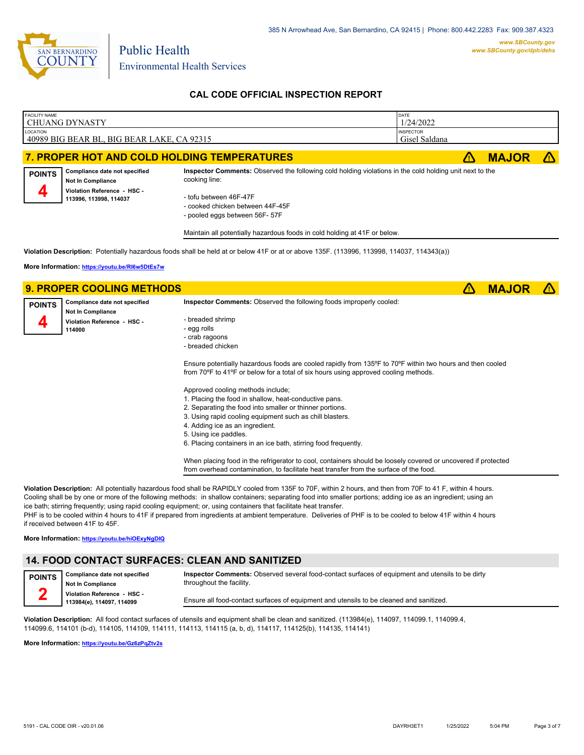385 N Arrowhead Ave, San Bernardino, CA 92415 | Phone: 800.442.2283 Fax: 909.387.4323

www.SBCounty.gov
www.SBCounty.gov/dph/dehs

Public Health
Environmental Health Services

## CAL CODE OFFICIAL INSPECTION REPORT

| FACILITY NAME | DATE |
|---|---|
| CHUANG DYNASTY | 1/24/2022 |
| LOCATION | INSPECTOR |
| 40989 BIG BEAR BL, BIG BEAR LAKE, CA 92315 | Gisel Saldana |

## 7. PROPER HOT AND COLD HOLDING TEMPERATURES — ⚠ MAJOR ⚠

**POINTS** **4**

**Compliance date not specified**
**Not In Compliance**
**Violation Reference - HSC - 113996, 113998, 114037**

**Inspector Comments:** Observed the following cold holding violations in the cold holding unit next to the cooking line:

- tofu between 46F-47F
- cooked chicken between 44F-45F
- pooled eggs between 56F- 57F

Maintain all potentially hazardous foods in cold holding at 41F or below.

**Violation Description:** Potentially hazardous foods shall be held at or below 41F or at or above 135F. (113996, 113998, 114037, 114343(a))

**More Information:** https://youtu.be/RI6w5DtEs7w

## 9. PROPER COOLING METHODS — ⚠ MAJOR ⚠

**POINTS** **4**

**Compliance date not specified**
**Not In Compliance**
**Violation Reference - HSC - 114000**

**Inspector Comments:** Observed the following foods improperly cooled:

- breaded shrimp
- egg rolls
- crab ragoons
- breaded chicken

Ensure potentially hazardous foods are cooled rapidly from 135ºF to 70ºF within two hours and then cooled from 70ºF to 41ºF or below for a total of six hours using approved cooling methods.

Approved cooling methods include;
1. Placing the food in shallow, heat-conductive pans.
2. Separating the food into smaller or thinner portions.
3. Using rapid cooling equipment such as chill blasters.
4. Adding ice as an ingredient.
5. Using ice paddles.
6. Placing containers in an ice bath, stirring food frequently.

When placing food in the refrigerator to cool, containers should be loosely covered or uncovered if protected from overhead contamination, to facilitate heat transfer from the surface of the food.

**Violation Description:** All potentially hazardous food shall be RAPIDLY cooled from 135F to 70F, within 2 hours, and then from 70F to 41 F, within 4 hours. Cooling shall be by one or more of the following methods: in shallow containers; separating food into smaller portions; adding ice as an ingredient; using an ice bath; stirring frequently; using rapid cooling equipment; or, using containers that facilitate heat transfer.
PHF is to be cooled within 4 hours to 41F if prepared from ingredients at ambient temperature. Deliveries of PHF is to be cooled to below 41F within 4 hours if received between 41F to 45F.

**More Information:** https://youtu.be/hiOExyNgDIQ

## 14. FOOD CONTACT SURFACES: CLEAN AND SANITIZED

**POINTS** **2**

**Compliance date not specified**
**Not In Compliance**
**Violation Reference - HSC - 113984(e), 114097, 114099**

**Inspector Comments:** Observed several food-contact surfaces of equipment and utensils to be dirty throughout the facility.

Ensure all food-contact surfaces of equipment and utensils to be cleaned and sanitized.

**Violation Description:** All food contact surfaces of utensils and equipment shall be clean and sanitized. (113984(e), 114097, 114099.1, 114099.4, 114099.6, 114101 (b-d), 114105, 114109, 114111, 114113, 114115 (a, b, d), 114117, 114125(b), 114135, 114141)

**More Information:** https://youtu.be/Gz6zPqZtv2s

5191 - CAL CODE OIR - v20.01.06 DAYRH3ET1 1/25/2022 5:04 PM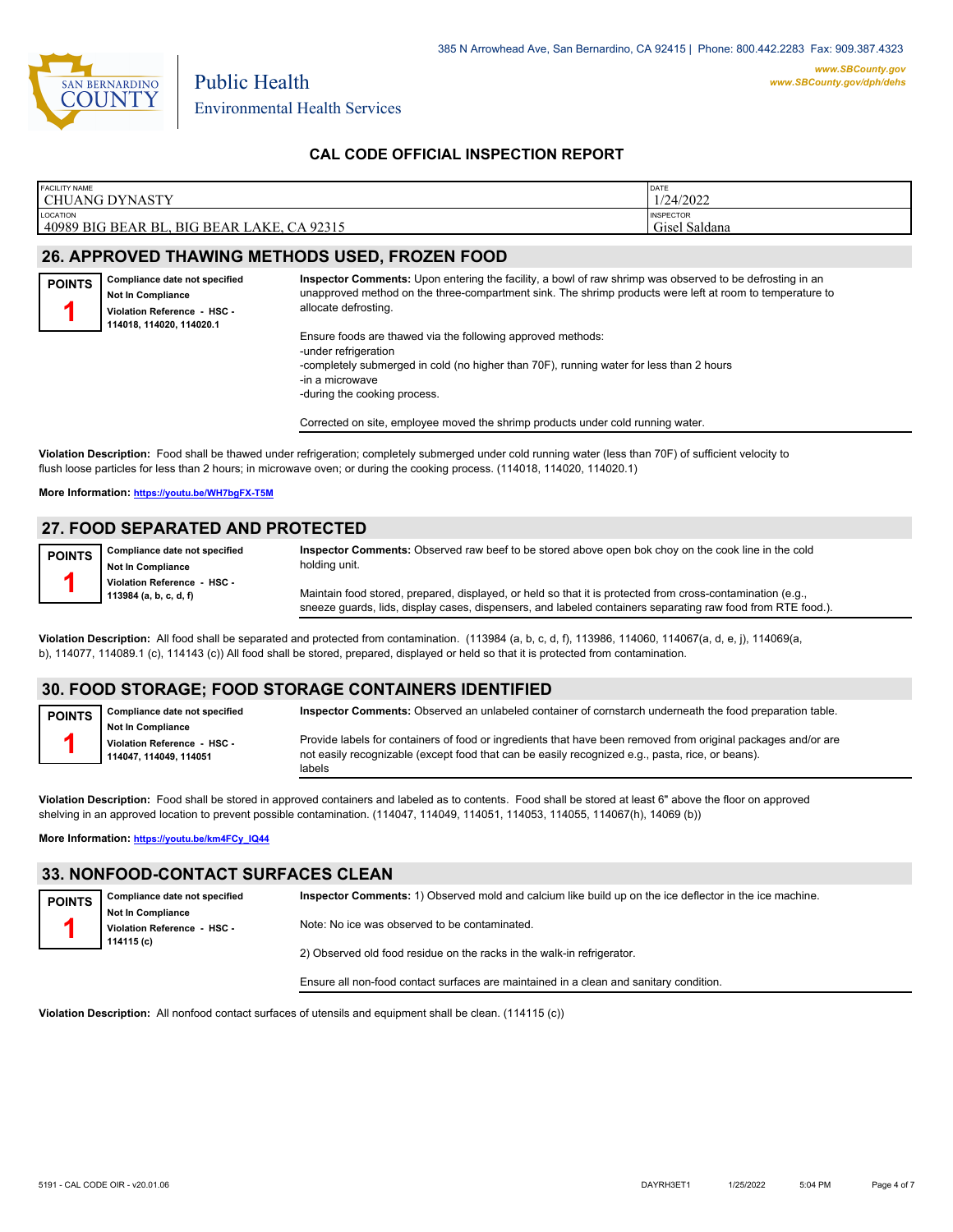# CAL CODE OFFICIAL INSPECTION REPORT

| FACILITY NAME | DATE |
| --- | --- |
| CHUANG DYNASTY | 1/24/2022 |
| **LOCATION** | **INSPECTOR** |
| 40989 BIG BEAR BL, BIG BEAR LAKE, CA 92315 | Gisel Saldana |

## 26. APPROVED THAWING METHODS USED, FROZEN FOOD

**POINTS** **1**

**Compliance date not specified**
**Not In Compliance**
**Violation Reference - HSC - 114018, 114020, 114020.1**

**Inspector Comments:** Upon entering the facility, a bowl of raw shrimp was observed to be defrosting in an unapproved method on the three-compartment sink. The shrimp products were left at room to temperature to allocate defrosting.

Ensure foods are thawed via the following approved methods:
-under refrigeration
-completely submerged in cold (no higher than 70F), running water for less than 2 hours
-in a microwave
-during the cooking process.

Corrected on site, employee moved the shrimp products under cold running water.

**Violation Description:** Food shall be thawed under refrigeration; completely submerged under cold running water (less than 70F) of sufficient velocity to flush loose particles for less than 2 hours; in microwave oven; or during the cooking process. (114018, 114020, 114020.1)

**More Information:** https://youtu.be/WH7bgFX-T5M

## 27. FOOD SEPARATED AND PROTECTED

**POINTS** **1**

**Compliance date not specified**
**Not In Compliance**
**Violation Reference - HSC - 113984 (a, b, c, d, f)**

**Inspector Comments:** Observed raw beef to be stored above open bok choy on the cook line in the cold holding unit.

Maintain food stored, prepared, displayed, or held so that it is protected from cross-contamination (e.g., sneeze guards, lids, display cases, dispensers, and labeled containers separating raw food from RTE food.).

**Violation Description:** All food shall be separated and protected from contamination. (113984 (a, b, c, d, f), 113986, 114060, 114067(a, d, e, j), 114069(a, b), 114077, 114089.1 (c), 114143 (c)) All food shall be stored, prepared, displayed or held so that it is protected from contamination.

## 30. FOOD STORAGE; FOOD STORAGE CONTAINERS IDENTIFIED

**POINTS** **1**

**Compliance date not specified**
**Not In Compliance**
**Violation Reference - HSC - 114047, 114049, 114051**

**Inspector Comments:** Observed an unlabeled container of cornstarch underneath the food preparation table.

Provide labels for containers of food or ingredients that have been removed from original packages and/or are not easily recognizable (except food that can be easily recognized e.g., pasta, rice, or beans).
labels

**Violation Description:** Food shall be stored in approved containers and labeled as to contents. Food shall be stored at least 6" above the floor on approved shelving in an approved location to prevent possible contamination. (114047, 114049, 114051, 114053, 114055, 114067(h), 14069 (b))

**More Information:** https://youtu.be/km4FCy_IQ44

## 33. NONFOOD-CONTACT SURFACES CLEAN

**POINTS** **1**

**Compliance date not specified**
**Not In Compliance**
**Violation Reference - HSC - 114115 (c)**

**Inspector Comments:** 1) Observed mold and calcium like build up on the ice deflector in the ice machine.

Note: No ice was observed to be contaminated.

2) Observed old food residue on the racks in the walk-in refrigerator.

Ensure all non-food contact surfaces are maintained in a clean and sanitary condition.

**Violation Description:** All nonfood contact surfaces of utensils and equipment shall be clean. (114115 (c))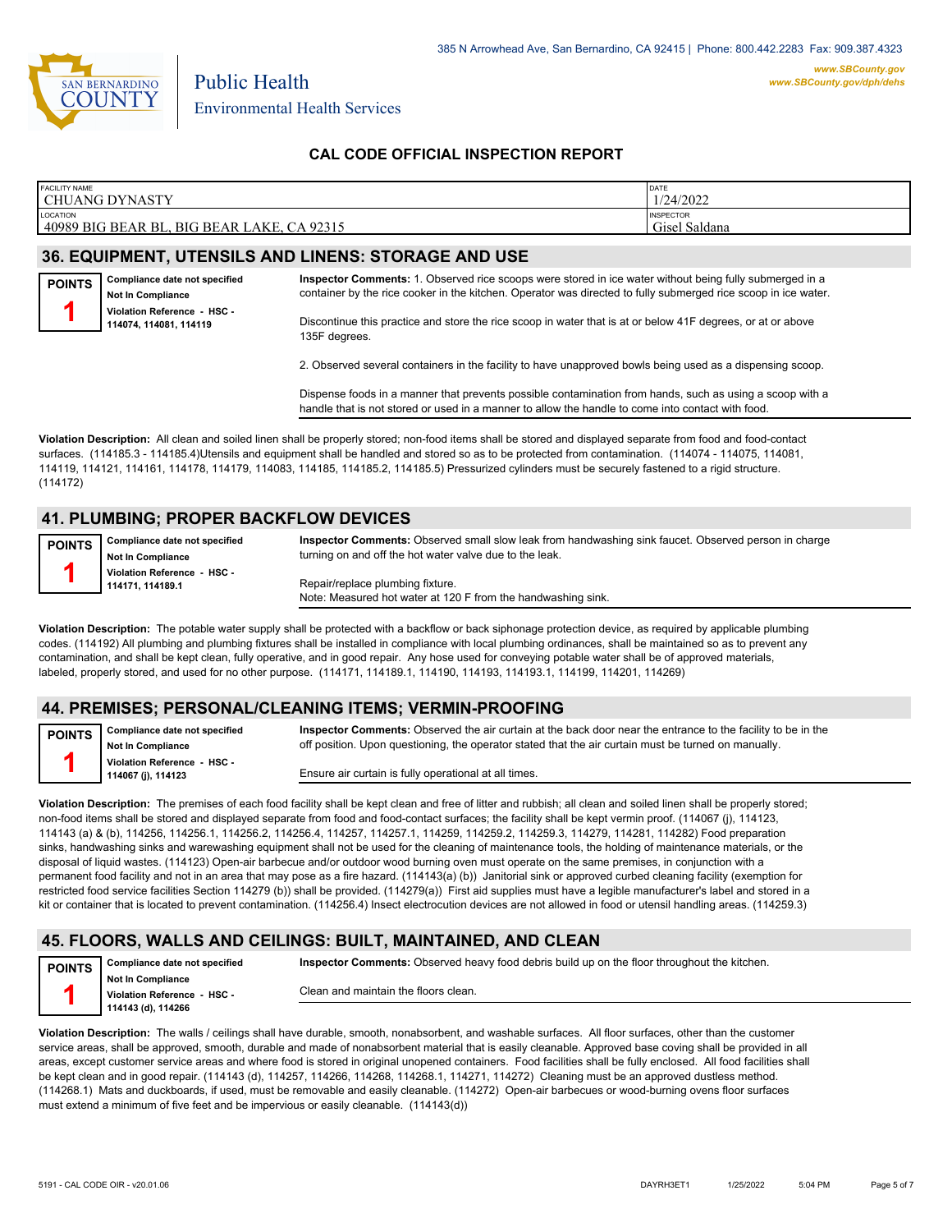# CAL CODE OFFICIAL INSPECTION REPORT

| FACILITY NAME | DATE |
|---|---|
| CHUANG DYNASTY | 1/24/2022 |
| LOCATION | INSPECTOR |
| 40989 BIG BEAR BL, BIG BEAR LAKE, CA 92315 | Gisel Saldana |

## 36. EQUIPMENT, UTENSILS AND LINENS: STORAGE AND USE

**POINTS** **1**

**Compliance date not specified**
**Not In Compliance**
**Violation Reference - HSC - 114074, 114081, 114119**

**Inspector Comments:** 1. Observed rice scoops were stored in ice water without being fully submerged in a container by the rice cooker in the kitchen. Operator was directed to fully submerged rice scoop in ice water.

Discontinue this practice and store the rice scoop in water that is at or below 41F degrees, or at or above 135F degrees.

2. Observed several containers in the facility to have unapproved bowls being used as a dispensing scoop.

Dispense foods in a manner that prevents possible contamination from hands, such as using a scoop with a handle that is not stored or used in a manner to allow the handle to come into contact with food.

**Violation Description:** All clean and soiled linen shall be properly stored; non-food items shall be stored and displayed separate from food and food-contact surfaces. (114185.3 - 114185.4)Utensils and equipment shall be handled and stored so as to be protected from contamination. (114074 - 114075, 114081, 114119, 114121, 114161, 114178, 114179, 114083, 114185, 114185.2, 114185.5) Pressurized cylinders must be securely fastened to a rigid structure. (114172)

## 41. PLUMBING; PROPER BACKFLOW DEVICES

**POINTS** **1**

**Compliance date not specified**
**Not In Compliance**
**Violation Reference - HSC - 114171, 114189.1**

**Inspector Comments:** Observed small slow leak from handwashing sink faucet. Observed person in charge turning on and off the hot water valve due to the leak.

Repair/replace plumbing fixture.
Note: Measured hot water at 120 F from the handwashing sink.

**Violation Description:** The potable water supply shall be protected with a backflow or back siphonage protection device, as required by applicable plumbing codes. (114192) All plumbing and plumbing fixtures shall be installed in compliance with local plumbing ordinances, shall be maintained so as to prevent any contamination, and shall be kept clean, fully operative, and in good repair. Any hose used for conveying potable water shall be of approved materials, labeled, properly stored, and used for no other purpose. (114171, 114189.1, 114190, 114193, 114193.1, 114199, 114201, 114269)

## 44. PREMISES; PERSONAL/CLEANING ITEMS; VERMIN-PROOFING

**POINTS** **1**

**Compliance date not specified**
**Not In Compliance**
**Violation Reference - HSC - 114067 (j), 114123**

**Inspector Comments:** Observed the air curtain at the back door near the entrance to the facility to be in the off position. Upon questioning, the operator stated that the air curtain must be turned on manually.

Ensure air curtain is fully operational at all times.

**Violation Description:** The premises of each food facility shall be kept clean and free of litter and rubbish; all clean and soiled linen shall be properly stored; non-food items shall be stored and displayed separate from food and food-contact surfaces; the facility shall be kept vermin proof. (114067 (j), 114123, 114143 (a) & (b), 114256, 114256.1, 114256.2, 114256.4, 114257, 114257.1, 114259, 114259.2, 114259.3, 114279, 114281, 114282) Food preparation sinks, handwashing sinks and warewashing equipment shall not be used for the cleaning of maintenance tools, the holding of maintenance materials, or the disposal of liquid wastes. (114123) Open-air barbecue and/or outdoor wood burning oven must operate on the same premises, in conjunction with a permanent food facility and not in an area that may pose as a fire hazard. (114143(a) (b)) Janitorial sink or approved curbed cleaning facility (exemption for restricted food service facilities Section 114279 (b)) shall be provided. (114279(a)) First aid supplies must have a legible manufacturer's label and stored in a kit or container that is located to prevent contamination. (114256.4) Insect electrocution devices are not allowed in food or utensil handling areas. (114259.3)

## 45. FLOORS, WALLS AND CEILINGS: BUILT, MAINTAINED, AND CLEAN

**POINTS** **1**

**Compliance date not specified**
**Not In Compliance**
**Violation Reference - HSC - 114143 (d), 114266**

**Inspector Comments:** Observed heavy food debris build up on the floor throughout the kitchen.

Clean and maintain the floors clean.

**Violation Description:** The walls / ceilings shall have durable, smooth, nonabsorbent, and washable surfaces. All floor surfaces, other than the customer service areas, shall be approved, smooth, durable and made of nonabsorbent material that is easily cleanable. Approved base coving shall be provided in all areas, except customer service areas and where food is stored in original unopened containers. Food facilities shall be fully enclosed. All food facilities shall be kept clean and in good repair. (114143 (d), 114257, 114266, 114268, 114268.1, 114271, 114272) Cleaning must be an approved dustless method. (114268.1) Mats and duckboards, if used, must be removable and easily cleanable. (114272) Open-air barbecues or wood-burning ovens floor surfaces must extend a minimum of five feet and be impervious or easily cleanable. (114143(d))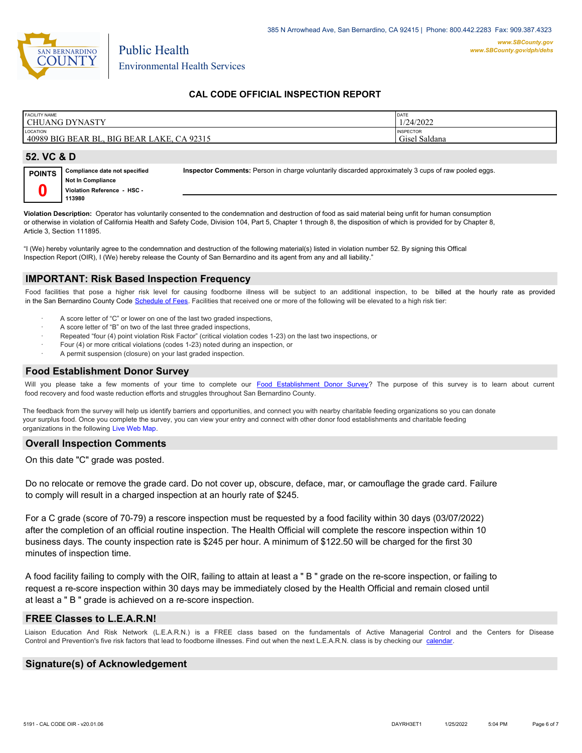385 N Arrowhead Ave, San Bernardino, CA 92415 | Phone: 800.442.2283 Fax: 909.387.4323

www.SBCounty.gov
www.SBCounty.gov/dph/dehs

Public Health
Environmental Health Services

## CAL CODE OFFICIAL INSPECTION REPORT

| FACILITY NAME | DATE |
|---|---|
| CHUANG DYNASTY | 1/24/2022 |
| LOCATION | INSPECTOR |
| 40989 BIG BEAR BL, BIG BEAR LAKE, CA 92315 | Gisel Saldana |

## 52. VC & D

**POINTS**
**0**

**Compliance date not specified**
**Not In Compliance**
**Violation Reference - HSC - 113980**

**Inspector Comments:** Person in charge voluntarily discarded approximately 3 cups of raw pooled eggs.

**Violation Description:** Operator has voluntarily consented to the condemnation and destruction of food as said material being unfit for human consumption or otherwise in violation of California Health and Safety Code, Division 104, Part 5, Chapter 1 through 8, the disposition of which is provided for by Chapter 8, Article 3, Section 111895.

"I (We) hereby voluntarily agree to the condemnation and destruction of the following material(s) listed in violation number 52. By signing this Offical Inspection Report (OIR), I (We) hereby release the County of San Bernardino and its agent from any and all liability."

## IMPORTANT: Risk Based Inspection Frequency

Food facilities that pose a higher risk level for causing foodborne illness will be subject to an additional inspection, to be billed at the hourly rate as provided in the San Bernardino County Code Schedule of Fees. Facilities that received one or more of the following will be elevated to a high risk tier:

- A score letter of "C" or lower on one of the last two graded inspections,
- A score letter of "B" on two of the last three graded inspections,
- Repeated "four (4) point violation Risk Factor" (critical violation codes 1-23) on the last two inspections, or
- Four (4) or more critical violations (codes 1-23) noted during an inspection, or
- A permit suspension (closure) on your last graded inspection.

## Food Establishment Donor Survey

Will you please take a few moments of your time to complete our Food Establishment Donor Survey? The purpose of this survey is to learn about current food recovery and food waste reduction efforts and struggles throughout San Bernardino County.

The feedback from the survey will help us identify barriers and opportunities, and connect you with nearby charitable feeding organizations so you can donate your surplus food. Once you complete the survey, you can view your entry and connect with other donor food establishments and charitable feeding organizations in the following Live Web Map.

## Overall Inspection Comments

On this date "C" grade was posted.

Do no relocate or remove the grade card. Do not cover up, obscure, deface, mar, or camouflage the grade card. Failure to comply will result in a charged inspection at an hourly rate of $245.

For a C grade (score of 70-79) a rescore inspection must be requested by a food facility within 30 days (03/07/2022) after the completion of an official routine inspection. The Health Official will complete the rescore inspection within 10 business days. The county inspection rate is $245 per hour. A minimum of $122.50 will be charged for the first 30 minutes of inspection time.

A food facility failing to comply with the OIR, failing to attain at least a " B " grade on the re-score inspection, or failing to request a re-score inspection within 30 days may be immediately closed by the Health Official and remain closed until at least a " B " grade is achieved on a re-score inspection.

## FREE Classes to L.E.A.R.N!

Liaison Education And Risk Network (L.E.A.R.N.) is a FREE class based on the fundamentals of Active Managerial Control and the Centers for Disease Control and Prevention's five risk factors that lead to foodborne illnesses. Find out when the next L.E.A.R.N. class is by checking our calendar.

## Signature(s) of Acknowledgement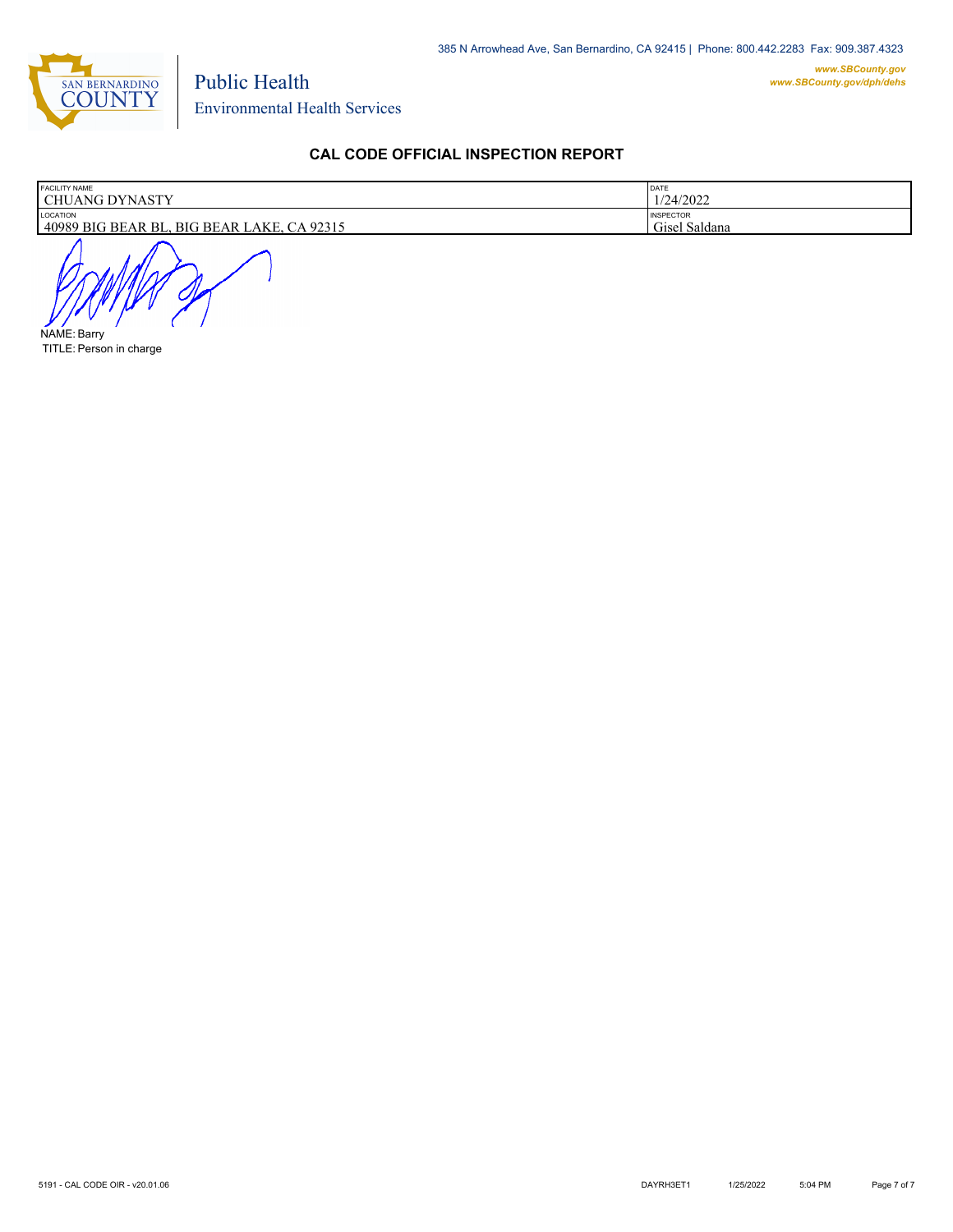385 N Arrowhead Ave, San Bernardino, CA 92415 | Phone: 800.442.2283 Fax: 909.387.4323

*www.SBCounty.gov*
*www.SBCounty.gov/dph/dehs*

SAN BERNARDINO COUNTY

Public Health
Environmental Health Services

## CAL CODE OFFICIAL INSPECTION REPORT

| FACILITY NAME | DATE |
|---|---|
| CHUANG DYNASTY | 1/24/2022 |
| **LOCATION** | **INSPECTOR** |
| 40989 BIG BEAR BL, BIG BEAR LAKE, CA 92315 | Gisel Saldana |

NAME: Barry
TITLE: Person in charge

5191 - CAL CODE OIR - v20.01.06 DAYRH3ET1 1/25/2022 5:04 PM